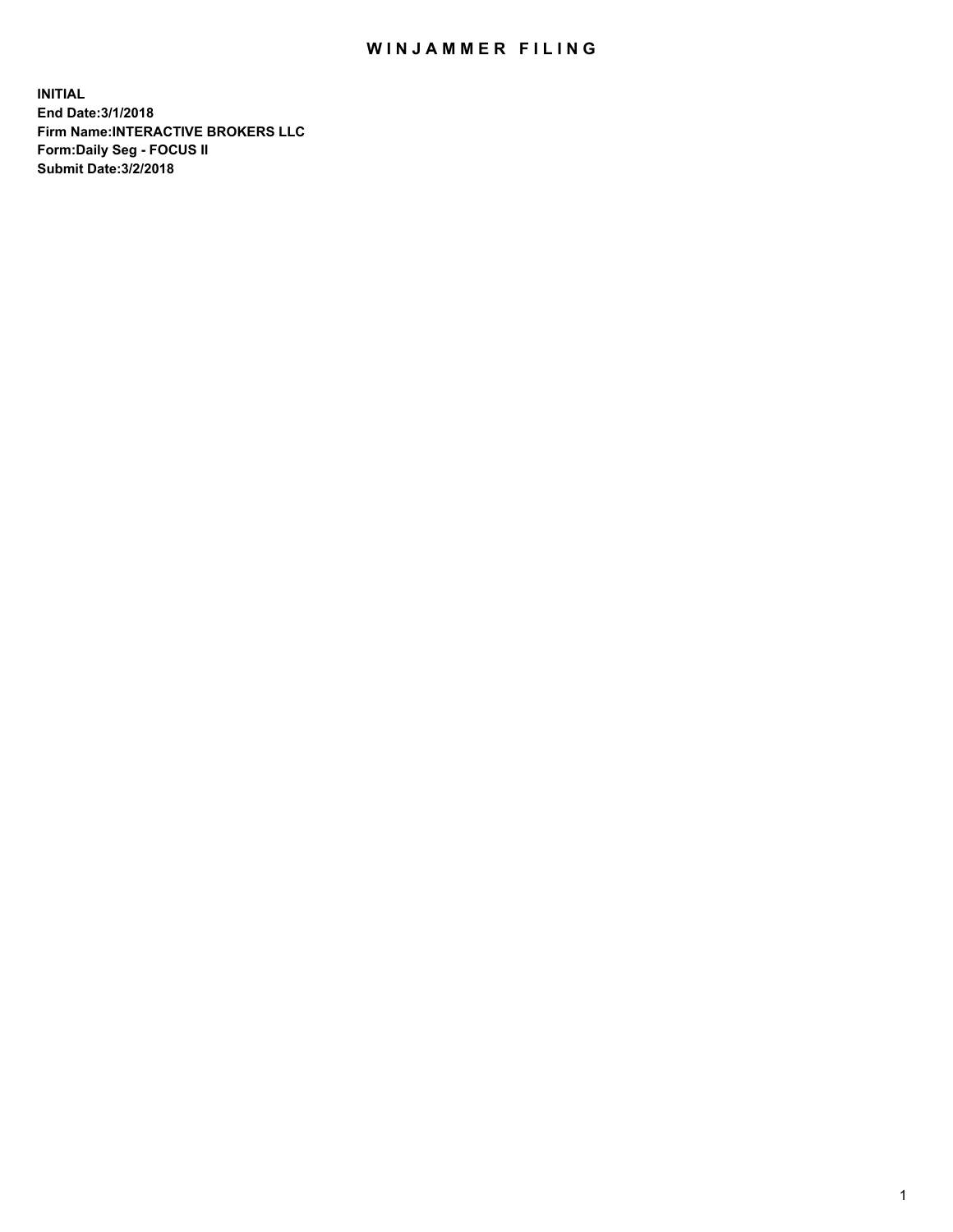# WINJAMMER FILING

**INITIAL**
**End Date:3/1/2018**
**Firm Name:INTERACTIVE BROKERS LLC**
**Form:Daily Seg - FOCUS II**
**Submit Date:3/2/2018**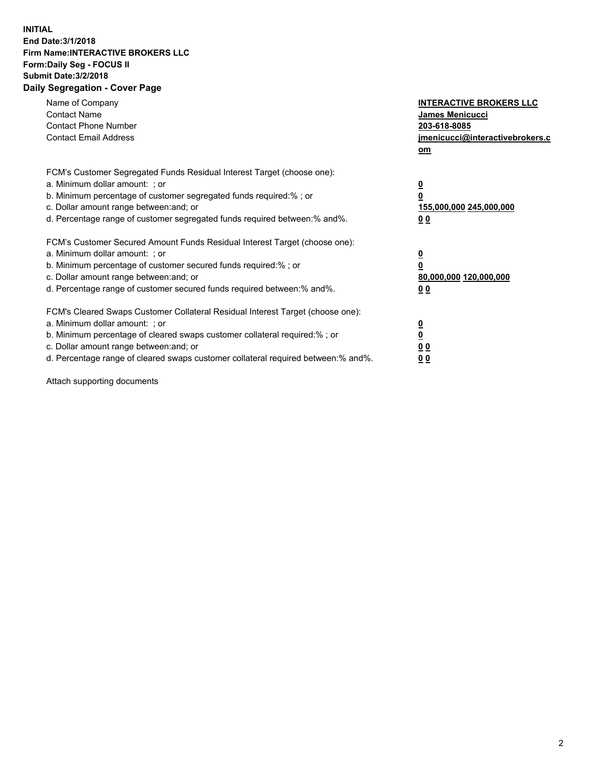**INITIAL**
**End Date:3/1/2018**
**Firm Name:INTERACTIVE BROKERS LLC**
**Form:Daily Seg - FOCUS II**
**Submit Date:3/2/2018**

## Daily Segregation - Cover Page

| | |
|---|---|
| Name of Company | **INTERACTIVE BROKERS LLC** |
| Contact Name | **James Menicucci** |
| Contact Phone Number | **203-618-8085** |
| Contact Email Address | **jmenicucci@interactivebrokers.com** |

FCM's Customer Segregated Funds Residual Interest Target (choose one):

| | |
|---|---|
| a. Minimum dollar amount: ; or | **0** |
| b. Minimum percentage of customer segregated funds required:% ; or | **0** |
| c. Dollar amount range between:and; or | **155,000,000 245,000,000** |
| d. Percentage range of customer segregated funds required between:% and%. | **0 0** |

FCM's Customer Secured Amount Funds Residual Interest Target (choose one):

| | |
|---|---|
| a. Minimum dollar amount: ; or | **0** |
| b. Minimum percentage of customer secured funds required:% ; or | **0** |
| c. Dollar amount range between:and; or | **80,000,000 120,000,000** |
| d. Percentage range of customer secured funds required between:% and%. | **0 0** |

FCM's Cleared Swaps Customer Collateral Residual Interest Target (choose one):

| | |
|---|---|
| a. Minimum dollar amount: ; or | **0** |
| b. Minimum percentage of cleared swaps customer collateral required:% ; or | **0** |
| c. Dollar amount range between:and; or | **0 0** |
| d. Percentage range of cleared swaps customer collateral required between:% and%. | **0 0** |

Attach supporting documents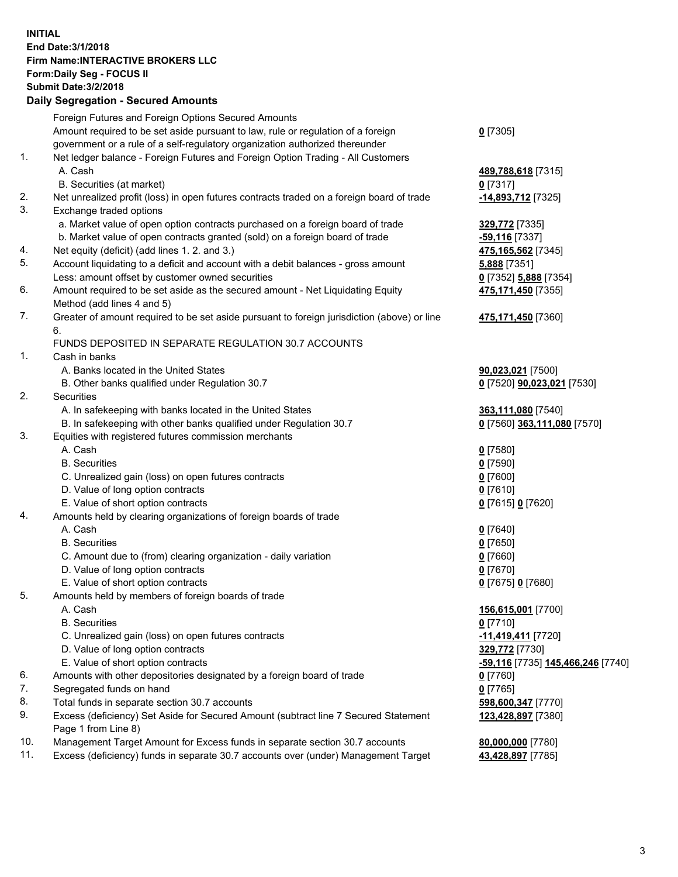**INITIAL**
**End Date:3/1/2018**
**Firm Name:INTERACTIVE BROKERS LLC**
**Form:Daily Seg - FOCUS II**
**Submit Date:3/2/2018**

**Daily Segregation - Secured Amounts**

| | | |
|---|---|---|
| | Foreign Futures and Foreign Options Secured Amounts | |
| | Amount required to be set aside pursuant to law, rule or regulation of a foreign government or a rule of a self-regulatory organization authorized thereunder | **0** [7305] |
| 1. | Net ledger balance - Foreign Futures and Foreign Option Trading - All Customers | |
| | A. Cash | **489,788,618** [7315] |
| | B. Securities (at market) | **0** [7317] |
| 2. | Net unrealized profit (loss) in open futures contracts traded on a foreign board of trade | **-14,893,712** [7325] |
| 3. | Exchange traded options | |
| | a. Market value of open option contracts purchased on a foreign board of trade | **329,772** [7335] |
| | b. Market value of open contracts granted (sold) on a foreign board of trade | **-59,116** [7337] |
| 4. | Net equity (deficit) (add lines 1. 2. and 3.) | **475,165,562** [7345] |
| 5. | Account liquidating to a deficit and account with a debit balances - gross amount | **5,888** [7351] |
| | Less: amount offset by customer owned securities | **0** [7352] **5,888** [7354] |
| 6. | Amount required to be set aside as the secured amount - Net Liquidating Equity Method (add lines 4 and 5) | **475,171,450** [7355] |
| 7. | Greater of amount required to be set aside pursuant to foreign jurisdiction (above) or line 6. | **475,171,450** [7360] |
| | FUNDS DEPOSITED IN SEPARATE REGULATION 30.7 ACCOUNTS | |
| 1. | Cash in banks | |
| | A. Banks located in the United States | **90,023,021** [7500] |
| | B. Other banks qualified under Regulation 30.7 | **0** [7520] **90,023,021** [7530] |
| 2. | Securities | |
| | A. In safekeeping with banks located in the United States | **363,111,080** [7540] |
| | B. In safekeeping with other banks qualified under Regulation 30.7 | **0** [7560] **363,111,080** [7570] |
| 3. | Equities with registered futures commission merchants | |
| | A. Cash | **0** [7580] |
| | B. Securities | **0** [7590] |
| | C. Unrealized gain (loss) on open futures contracts | **0** [7600] |
| | D. Value of long option contracts | **0** [7610] |
| | E. Value of short option contracts | **0** [7615] **0** [7620] |
| 4. | Amounts held by clearing organizations of foreign boards of trade | |
| | A. Cash | **0** [7640] |
| | B. Securities | **0** [7650] |
| | C. Amount due to (from) clearing organization - daily variation | **0** [7660] |
| | D. Value of long option contracts | **0** [7670] |
| | E. Value of short option contracts | **0** [7675] **0** [7680] |
| 5. | Amounts held by members of foreign boards of trade | |
| | A. Cash | **156,615,001** [7700] |
| | B. Securities | **0** [7710] |
| | C. Unrealized gain (loss) on open futures contracts | **-11,419,411** [7720] |
| | D. Value of long option contracts | **329,772** [7730] |
| | E. Value of short option contracts | **-59,116** [7735] **145,466,246** [7740] |
| 6. | Amounts with other depositories designated by a foreign board of trade | **0** [7760] |
| 7. | Segregated funds on hand | **0** [7765] |
| 8. | Total funds in separate section 30.7 accounts | **598,600,347** [7770] |
| 9. | Excess (deficiency) Set Aside for Secured Amount (subtract line 7 Secured Statement Page 1 from Line 8) | **123,428,897** [7380] |
| 10. | Management Target Amount for Excess funds in separate section 30.7 accounts | **80,000,000** [7780] |
| 11. | Excess (deficiency) funds in separate 30.7 accounts over (under) Management Target | **43,428,897** [7785] |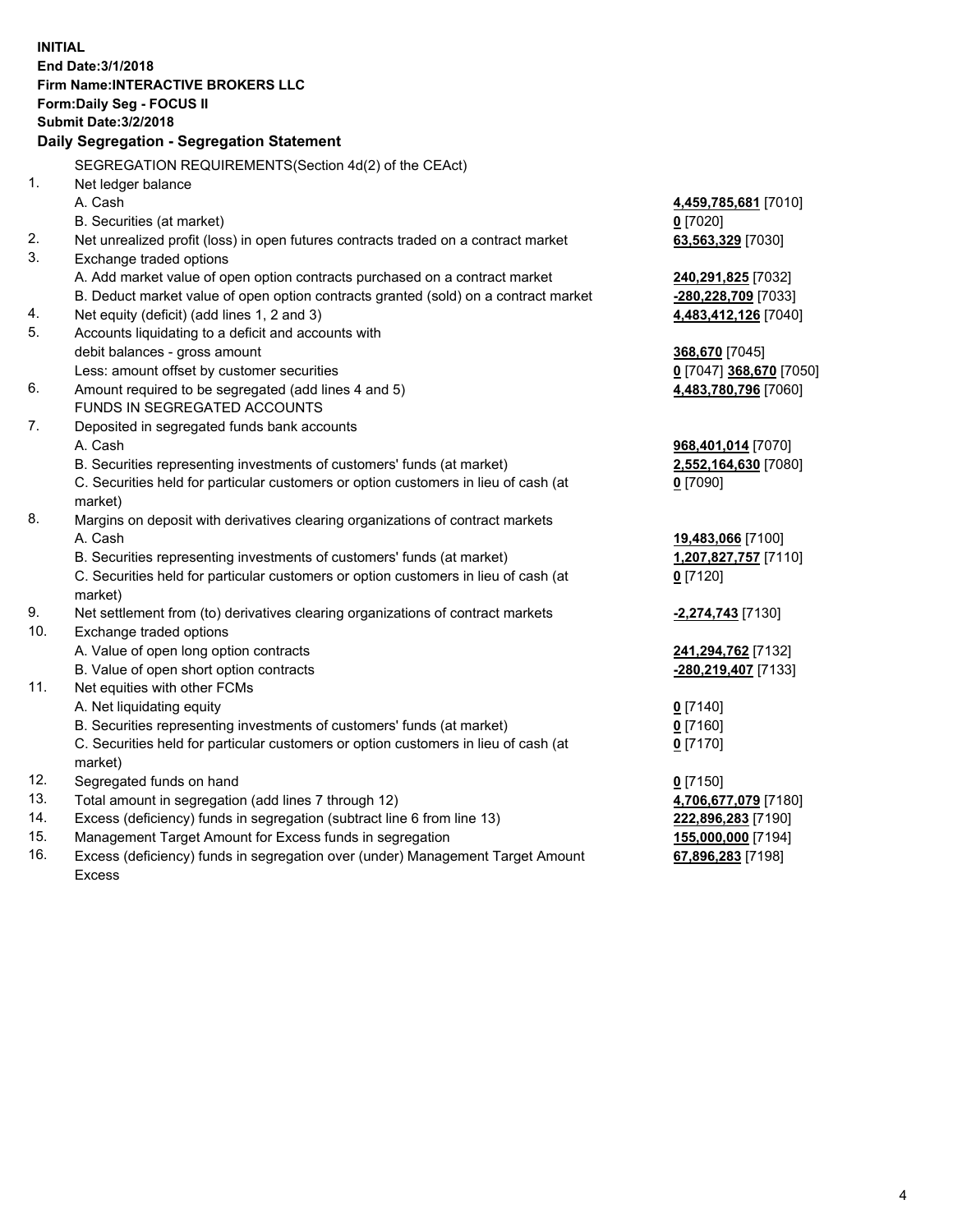**INITIAL**
**End Date:3/1/2018**
**Firm Name:INTERACTIVE BROKERS LLC**
**Form:Daily Seg - FOCUS II**
**Submit Date:3/2/2018**

### Daily Segregation - Segregation Statement

| | | |
|---|---|---|
| | SEGREGATION REQUIREMENTS(Section 4d(2) of the CEAct) | |
| 1. | Net ledger balance | |
| | A. Cash | **4,459,785,681** [7010] |
| | B. Securities (at market) | **0** [7020] |
| 2. | Net unrealized profit (loss) in open futures contracts traded on a contract market | **63,563,329** [7030] |
| 3. | Exchange traded options | |
| | A. Add market value of open option contracts purchased on a contract market | **240,291,825** [7032] |
| | B. Deduct market value of open option contracts granted (sold) on a contract market | **-280,228,709** [7033] |
| 4. | Net equity (deficit) (add lines 1, 2 and 3) | **4,483,412,126** [7040] |
| 5. | Accounts liquidating to a deficit and accounts with | |
| | debit balances - gross amount | **368,670** [7045] |
| | Less: amount offset by customer securities | **0** [7047] **368,670** [7050] |
| 6. | Amount required to be segregated (add lines 4 and 5) | **4,483,780,796** [7060] |
| | FUNDS IN SEGREGATED ACCOUNTS | |
| 7. | Deposited in segregated funds bank accounts | |
| | A. Cash | **968,401,014** [7070] |
| | B. Securities representing investments of customers' funds (at market) | **2,552,164,630** [7080] |
| | C. Securities held for particular customers or option customers in lieu of cash (at market) | **0** [7090] |
| 8. | Margins on deposit with derivatives clearing organizations of contract markets | |
| | A. Cash | **19,483,066** [7100] |
| | B. Securities representing investments of customers' funds (at market) | **1,207,827,757** [7110] |
| | C. Securities held for particular customers or option customers in lieu of cash (at market) | **0** [7120] |
| 9. | Net settlement from (to) derivatives clearing organizations of contract markets | **-2,274,743** [7130] |
| 10. | Exchange traded options | |
| | A. Value of open long option contracts | **241,294,762** [7132] |
| | B. Value of open short option contracts | **-280,219,407** [7133] |
| 11. | Net equities with other FCMs | |
| | A. Net liquidating equity | **0** [7140] |
| | B. Securities representing investments of customers' funds (at market) | **0** [7160] |
| | C. Securities held for particular customers or option customers in lieu of cash (at market) | **0** [7170] |
| 12. | Segregated funds on hand | **0** [7150] |
| 13. | Total amount in segregation (add lines 7 through 12) | **4,706,677,079** [7180] |
| 14. | Excess (deficiency) funds in segregation (subtract line 6 from line 13) | **222,896,283** [7190] |
| 15. | Management Target Amount for Excess funds in segregation | **155,000,000** [7194] |
| 16. | Excess (deficiency) funds in segregation over (under) Management Target Amount Excess | **67,896,283** [7198] |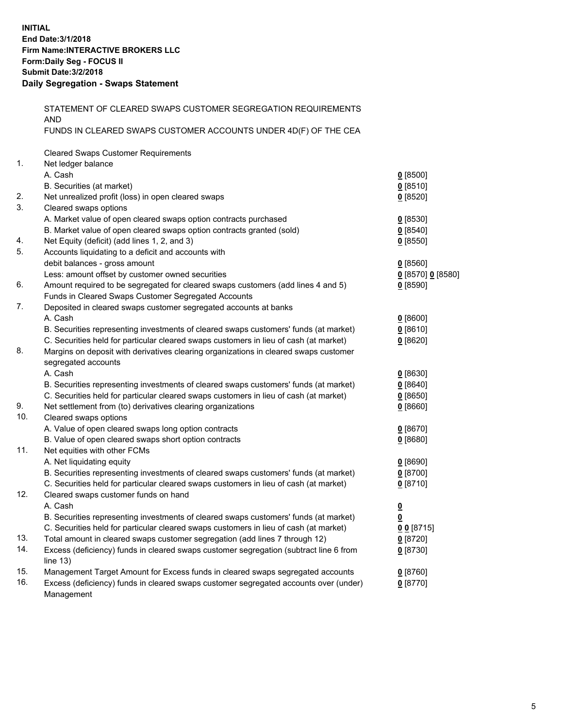**INITIAL**
**End Date:3/1/2018**
**Firm Name:INTERACTIVE BROKERS LLC**
**Form:Daily Seg - FOCUS II**
**Submit Date:3/2/2018**
**Daily Segregation - Swaps Statement**

STATEMENT OF CLEARED SWAPS CUSTOMER SEGREGATION REQUIREMENTS AND FUNDS IN CLEARED SWAPS CUSTOMER ACCOUNTS UNDER 4D(F) OF THE CEA

| | | |
|---|---|---|
| | Cleared Swaps Customer Requirements | |
| 1. | Net ledger balance | |
| | A. Cash | 0 [8500] |
| | B. Securities (at market) | 0 [8510] |
| 2. | Net unrealized profit (loss) in open cleared swaps | 0 [8520] |
| 3. | Cleared swaps options | |
| | A. Market value of open cleared swaps option contracts purchased | 0 [8530] |
| | B. Market value of open cleared swaps option contracts granted (sold) | 0 [8540] |
| 4. | Net Equity (deficit) (add lines 1, 2, and 3) | 0 [8550] |
| 5. | Accounts liquidating to a deficit and accounts with debit balances - gross amount | 0 [8560] |
| | Less: amount offset by customer owned securities | 0 [8570] 0 [8580] |
| 6. | Amount required to be segregated for cleared swaps customers (add lines 4 and 5) | 0 [8590] |
| | Funds in Cleared Swaps Customer Segregated Accounts | |
| 7. | Deposited in cleared swaps customer segregated accounts at banks | |
| | A. Cash | 0 [8600] |
| | B. Securities representing investments of cleared swaps customers' funds (at market) | 0 [8610] |
| | C. Securities held for particular cleared swaps customers in lieu of cash (at market) | 0 [8620] |
| 8. | Margins on deposit with derivatives clearing organizations in cleared swaps customer segregated accounts | |
| | A. Cash | 0 [8630] |
| | B. Securities representing investments of cleared swaps customers' funds (at market) | 0 [8640] |
| | C. Securities held for particular cleared swaps customers in lieu of cash (at market) | 0 [8650] |
| 9. | Net settlement from (to) derivatives clearing organizations | 0 [8660] |
| 10. | Cleared swaps options | |
| | A. Value of open cleared swaps long option contracts | 0 [8670] |
| | B. Value of open cleared swaps short option contracts | 0 [8680] |
| 11. | Net equities with other FCMs | |
| | A. Net liquidating equity | 0 [8690] |
| | B. Securities representing investments of cleared swaps customers' funds (at market) | 0 [8700] |
| | C. Securities held for particular cleared swaps customers in lieu of cash (at market) | 0 [8710] |
| 12. | Cleared swaps customer funds on hand | |
| | A. Cash | 0 |
| | B. Securities representing investments of cleared swaps customers' funds (at market) | 0 |
| | C. Securities held for particular cleared swaps customers in lieu of cash (at market) | 0 0 [8715] |
| 13. | Total amount in cleared swaps customer segregation (add lines 7 through 12) | 0 [8720] |
| 14. | Excess (deficiency) funds in cleared swaps customer segregation (subtract line 6 from line 13) | 0 [8730] |
| 15. | Management Target Amount for Excess funds in cleared swaps segregated accounts | 0 [8760] |
| 16. | Excess (deficiency) funds in cleared swaps customer segregated accounts over (under) Management | 0 [8770] |